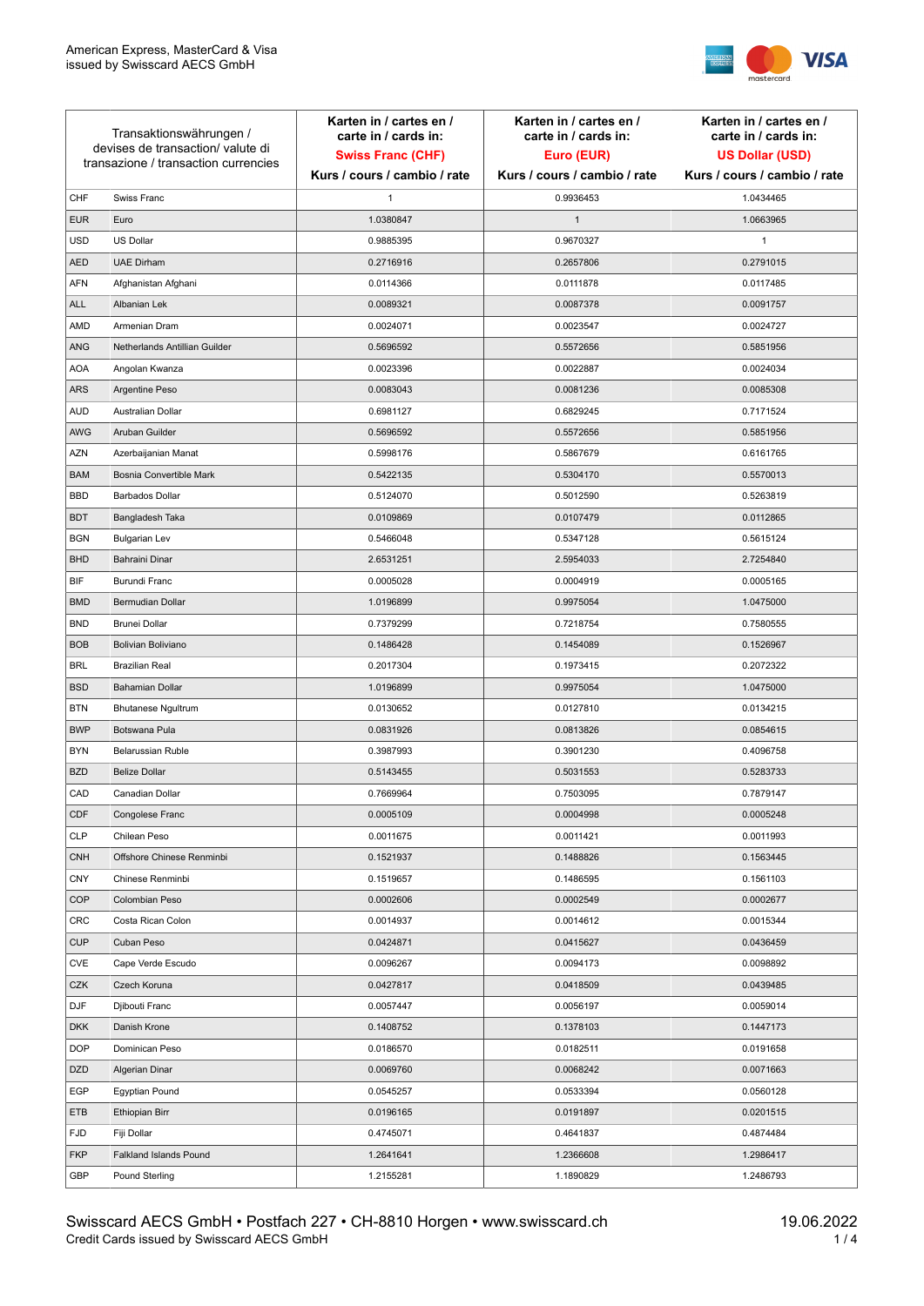American Express, MasterCard & Visa
issued by Swisscard AECS GmbH

| Transaktionswährungen / devises de transaction/ valute di transazione / transaction currencies | | Karten in / cartes en / carte in / cards in: **Swiss Franc (CHF)** Kurs / cours / cambio / rate | Karten in / cartes en / carte in / cards in: **Euro (EUR)** Kurs / cours / cambio / rate | Karten in / cartes en / carte in / cards in: **US Dollar (USD)** Kurs / cours / cambio / rate |
|---|---|---|---|---|
| CHF | Swiss Franc | 1 | 0.9936453 | 1.0434465 |
| EUR | Euro | 1.0380847 | 1 | 1.0663965 |
| USD | US Dollar | 0.9885395 | 0.9670327 | 1 |
| AED | UAE Dirham | 0.2716916 | 0.2657806 | 0.2791015 |
| AFN | Afghanistan Afghani | 0.0114366 | 0.0111878 | 0.0117485 |
| ALL | Albanian Lek | 0.0089321 | 0.0087378 | 0.0091757 |
| AMD | Armenian Dram | 0.0024071 | 0.0023547 | 0.0024727 |
| ANG | Netherlands Antillian Guilder | 0.5696592 | 0.5572656 | 0.5851956 |
| AOA | Angolan Kwanza | 0.0023396 | 0.0022887 | 0.0024034 |
| ARS | Argentine Peso | 0.0083043 | 0.0081236 | 0.0085308 |
| AUD | Australian Dollar | 0.6981127 | 0.6829245 | 0.7171524 |
| AWG | Aruban Guilder | 0.5696592 | 0.5572656 | 0.5851956 |
| AZN | Azerbaijanian Manat | 0.5998176 | 0.5867679 | 0.6161765 |
| BAM | Bosnia Convertible Mark | 0.5422135 | 0.5304170 | 0.5570013 |
| BBD | Barbados Dollar | 0.5124070 | 0.5012590 | 0.5263819 |
| BDT | Bangladesh Taka | 0.0109869 | 0.0107479 | 0.0112865 |
| BGN | Bulgarian Lev | 0.5466048 | 0.5347128 | 0.5615124 |
| BHD | Bahraini Dinar | 2.6531251 | 2.5954033 | 2.7254840 |
| BIF | Burundi Franc | 0.0005028 | 0.0004919 | 0.0005165 |
| BMD | Bermudian Dollar | 1.0196899 | 0.9975054 | 1.0475000 |
| BND | Brunei Dollar | 0.7379299 | 0.7218754 | 0.7580555 |
| BOB | Bolivian Boliviano | 0.1486428 | 0.1454089 | 0.1526967 |
| BRL | Brazilian Real | 0.2017304 | 0.1973415 | 0.2072322 |
| BSD | Bahamian Dollar | 1.0196899 | 0.9975054 | 1.0475000 |
| BTN | Bhutanese Ngultrum | 0.0130652 | 0.0127810 | 0.0134215 |
| BWP | Botswana Pula | 0.0831926 | 0.0813826 | 0.0854615 |
| BYN | Belarussian Ruble | 0.3987993 | 0.3901230 | 0.4096758 |
| BZD | Belize Dollar | 0.5143455 | 0.5031553 | 0.5283733 |
| CAD | Canadian Dollar | 0.7669964 | 0.7503095 | 0.7879147 |
| CDF | Congolese Franc | 0.0005109 | 0.0004998 | 0.0005248 |
| CLP | Chilean Peso | 0.0011675 | 0.0011421 | 0.0011993 |
| CNH | Offshore Chinese Renminbi | 0.1521937 | 0.1488826 | 0.1563445 |
| CNY | Chinese Renminbi | 0.1519657 | 0.1486595 | 0.1561103 |
| COP | Colombian Peso | 0.0002606 | 0.0002549 | 0.0002677 |
| CRC | Costa Rican Colon | 0.0014937 | 0.0014612 | 0.0015344 |
| CUP | Cuban Peso | 0.0424871 | 0.0415627 | 0.0436459 |
| CVE | Cape Verde Escudo | 0.0096267 | 0.0094173 | 0.0098892 |
| CZK | Czech Koruna | 0.0427817 | 0.0418509 | 0.0439485 |
| DJF | Djibouti Franc | 0.0057447 | 0.0056197 | 0.0059014 |
| DKK | Danish Krone | 0.1408752 | 0.1378103 | 0.1447173 |
| DOP | Dominican Peso | 0.0186570 | 0.0182511 | 0.0191658 |
| DZD | Algerian Dinar | 0.0069760 | 0.0068242 | 0.0071663 |
| EGP | Egyptian Pound | 0.0545257 | 0.0533394 | 0.0560128 |
| ETB | Ethiopian Birr | 0.0196165 | 0.0191897 | 0.0201515 |
| FJD | Fiji Dollar | 0.4745071 | 0.4641837 | 0.4874484 |
| FKP | Falkland Islands Pound | 1.2641641 | 1.2366608 | 1.2986417 |
| GBP | Pound Sterling | 1.2155281 | 1.1890829 | 1.2486793 |

Swisscard AECS GmbH • Postfach 227 • CH-8810 Horgen • www.swisscard.ch
Credit Cards issued by Swisscard AECS GmbH

19.06.2022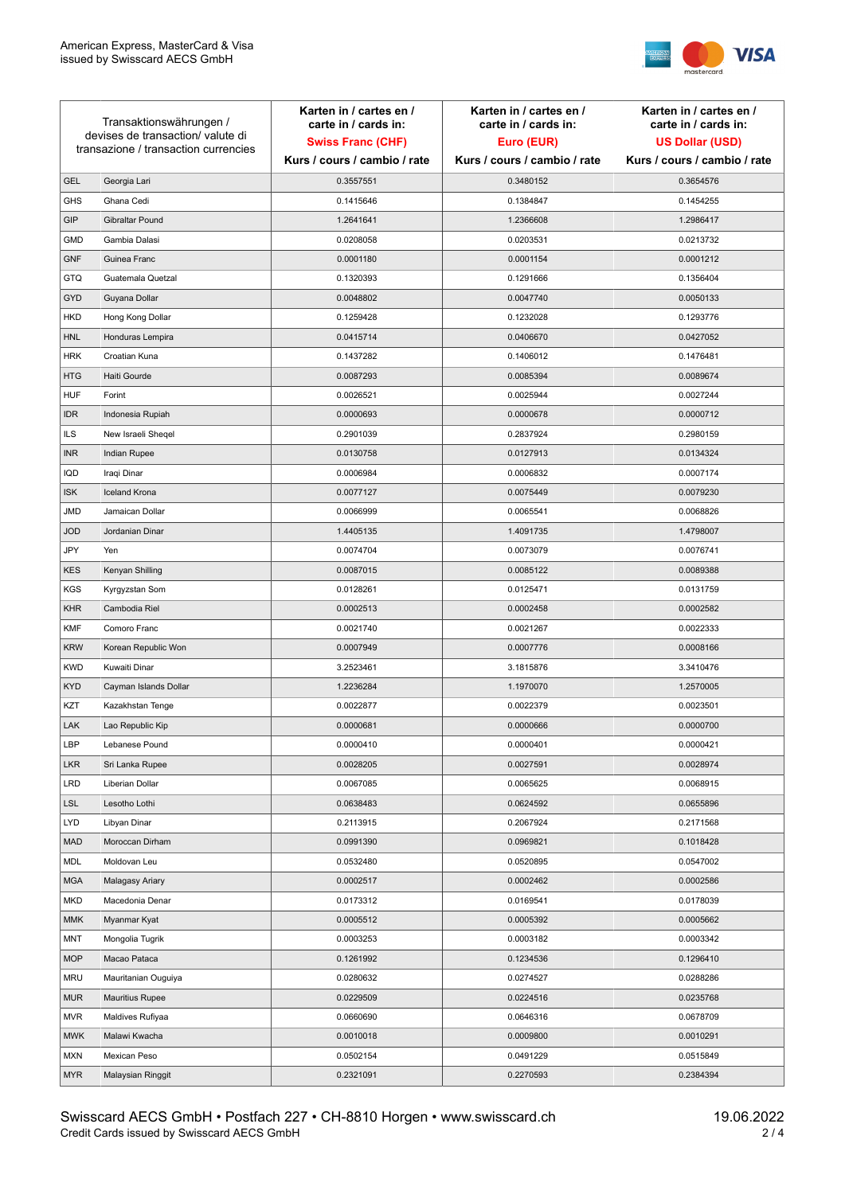| Transaktionswährungen / devises de transaction/ valute di transazione / transaction currencies | | Karten in / cartes en / carte in / cards in: **Swiss Franc (CHF)** Kurs / cours / cambio / rate | Karten in / cartes en / carte in / cards in: **Euro (EUR)** Kurs / cours / cambio / rate | Karten in / cartes en / carte in / cards in: **US Dollar (USD)** Kurs / cours / cambio / rate |
|---|---|---|---|---|
| GEL | Georgia Lari | 0.3557551 | 0.3480152 | 0.3654576 |
| GHS | Ghana Cedi | 0.1415646 | 0.1384847 | 0.1454255 |
| GIP | Gibraltar Pound | 1.2641641 | 1.2366608 | 1.2986417 |
| GMD | Gambia Dalasi | 0.0208058 | 0.0203531 | 0.0213732 |
| GNF | Guinea Franc | 0.0001180 | 0.0001154 | 0.0001212 |
| GTQ | Guatemala Quetzal | 0.1320393 | 0.1291666 | 0.1356404 |
| GYD | Guyana Dollar | 0.0048802 | 0.0047740 | 0.0050133 |
| HKD | Hong Kong Dollar | 0.1259428 | 0.1232028 | 0.1293776 |
| HNL | Honduras Lempira | 0.0415714 | 0.0406670 | 0.0427052 |
| HRK | Croatian Kuna | 0.1437282 | 0.1406012 | 0.1476481 |
| HTG | Haiti Gourde | 0.0087293 | 0.0085394 | 0.0089674 |
| HUF | Forint | 0.0026521 | 0.0025944 | 0.0027244 |
| IDR | Indonesia Rupiah | 0.0000693 | 0.0000678 | 0.0000712 |
| ILS | New Israeli Sheqel | 0.2901039 | 0.2837924 | 0.2980159 |
| INR | Indian Rupee | 0.0130758 | 0.0127913 | 0.0134324 |
| IQD | Iraqi Dinar | 0.0006984 | 0.0006832 | 0.0007174 |
| ISK | Iceland Krona | 0.0077127 | 0.0075449 | 0.0079230 |
| JMD | Jamaican Dollar | 0.0066999 | 0.0065541 | 0.0068826 |
| JOD | Jordanian Dinar | 1.4405135 | 1.4091735 | 1.4798007 |
| JPY | Yen | 0.0074704 | 0.0073079 | 0.0076741 |
| KES | Kenyan Shilling | 0.0087015 | 0.0085122 | 0.0089388 |
| KGS | Kyrgyzstan Som | 0.0128261 | 0.0125471 | 0.0131759 |
| KHR | Cambodia Riel | 0.0002513 | 0.0002458 | 0.0002582 |
| KMF | Comoro Franc | 0.0021740 | 0.0021267 | 0.0022333 |
| KRW | Korean Republic Won | 0.0007949 | 0.0007776 | 0.0008166 |
| KWD | Kuwaiti Dinar | 3.2523461 | 3.1815876 | 3.3410476 |
| KYD | Cayman Islands Dollar | 1.2236284 | 1.1970070 | 1.2570005 |
| KZT | Kazakhstan Tenge | 0.0022877 | 0.0022379 | 0.0023501 |
| LAK | Lao Republic Kip | 0.0000681 | 0.0000666 | 0.0000700 |
| LBP | Lebanese Pound | 0.0000410 | 0.0000401 | 0.0000421 |
| LKR | Sri Lanka Rupee | 0.0028205 | 0.0027591 | 0.0028974 |
| LRD | Liberian Dollar | 0.0067085 | 0.0065625 | 0.0068915 |
| LSL | Lesotho Lothi | 0.0638483 | 0.0624592 | 0.0655896 |
| LYD | Libyan Dinar | 0.2113915 | 0.2067924 | 0.2171568 |
| MAD | Moroccan Dirham | 0.0991390 | 0.0969821 | 0.1018428 |
| MDL | Moldovan Leu | 0.0532480 | 0.0520895 | 0.0547002 |
| MGA | Malagasy Ariary | 0.0002517 | 0.0002462 | 0.0002586 |
| MKD | Macedonia Denar | 0.0173312 | 0.0169541 | 0.0178039 |
| MMK | Myanmar Kyat | 0.0005512 | 0.0005392 | 0.0005662 |
| MNT | Mongolia Tugrik | 0.0003253 | 0.0003182 | 0.0003342 |
| MOP | Macao Pataca | 0.1261992 | 0.1234536 | 0.1296410 |
| MRU | Mauritanian Ouguiya | 0.0280632 | 0.0274527 | 0.0288286 |
| MUR | Mauritius Rupee | 0.0229509 | 0.0224516 | 0.0235768 |
| MVR | Maldives Rufiyaa | 0.0660690 | 0.0646316 | 0.0678709 |
| MWK | Malawi Kwacha | 0.0010018 | 0.0009800 | 0.0010291 |
| MXN | Mexican Peso | 0.0502154 | 0.0491229 | 0.0515849 |
| MYR | Malaysian Ringgit | 0.2321091 | 0.2270593 | 0.2384394 |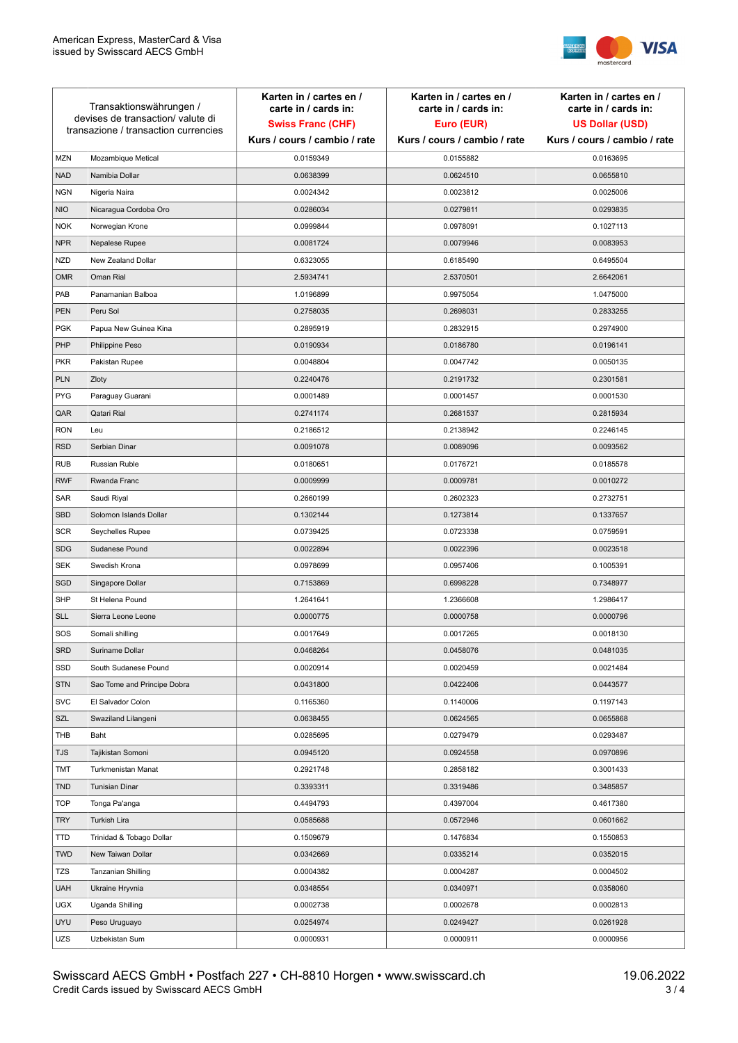| Transaktionswährungen / devises de transaction/ valute di transazione / transaction currencies | | Karten in / cartes en / carte in / cards in: **Swiss Franc (CHF)** Kurs / cours / cambio / rate | Karten in / cartes en / carte in / cards in: **Euro (EUR)** Kurs / cours / cambio / rate | Karten in / cartes en / carte in / cards in: **US Dollar (USD)** Kurs / cours / cambio / rate |
|---|---|---|---|---|
| MZN | Mozambique Metical | 0.0159349 | 0.0155882 | 0.0163695 |
| NAD | Namibia Dollar | 0.0638399 | 0.0624510 | 0.0655810 |
| NGN | Nigeria Naira | 0.0024342 | 0.0023812 | 0.0025006 |
| NIO | Nicaragua Cordoba Oro | 0.0286034 | 0.0279811 | 0.0293835 |
| NOK | Norwegian Krone | 0.0999844 | 0.0978091 | 0.1027113 |
| NPR | Nepalese Rupee | 0.0081724 | 0.0079946 | 0.0083953 |
| NZD | New Zealand Dollar | 0.6323055 | 0.6185490 | 0.6495504 |
| OMR | Oman Rial | 2.5934741 | 2.5370501 | 2.6642061 |
| PAB | Panamanian Balboa | 1.0196899 | 0.9975054 | 1.0475000 |
| PEN | Peru Sol | 0.2758035 | 0.2698031 | 0.2833255 |
| PGK | Papua New Guinea Kina | 0.2895919 | 0.2832915 | 0.2974900 |
| PHP | Philippine Peso | 0.0190934 | 0.0186780 | 0.0196141 |
| PKR | Pakistan Rupee | 0.0048804 | 0.0047742 | 0.0050135 |
| PLN | Zloty | 0.2240476 | 0.2191732 | 0.2301581 |
| PYG | Paraguay Guarani | 0.0001489 | 0.0001457 | 0.0001530 |
| QAR | Qatari Rial | 0.2741174 | 0.2681537 | 0.2815934 |
| RON | Leu | 0.2186512 | 0.2138942 | 0.2246145 |
| RSD | Serbian Dinar | 0.0091078 | 0.0089096 | 0.0093562 |
| RUB | Russian Ruble | 0.0180651 | 0.0176721 | 0.0185578 |
| RWF | Rwanda Franc | 0.0009999 | 0.0009781 | 0.0010272 |
| SAR | Saudi Riyal | 0.2660199 | 0.2602323 | 0.2732751 |
| SBD | Solomon Islands Dollar | 0.1302144 | 0.1273814 | 0.1337657 |
| SCR | Seychelles Rupee | 0.0739425 | 0.0723338 | 0.0759591 |
| SDG | Sudanese Pound | 0.0022894 | 0.0022396 | 0.0023518 |
| SEK | Swedish Krona | 0.0978699 | 0.0957406 | 0.1005391 |
| SGD | Singapore Dollar | 0.7153869 | 0.6998228 | 0.7348977 |
| SHP | St Helena Pound | 1.2641641 | 1.2366608 | 1.2986417 |
| SLL | Sierra Leone Leone | 0.0000775 | 0.0000758 | 0.0000796 |
| SOS | Somali shilling | 0.0017649 | 0.0017265 | 0.0018130 |
| SRD | Suriname Dollar | 0.0468264 | 0.0458076 | 0.0481035 |
| SSD | South Sudanese Pound | 0.0020914 | 0.0020459 | 0.0021484 |
| STN | Sao Tome and Principe Dobra | 0.0431800 | 0.0422406 | 0.0443577 |
| SVC | El Salvador Colon | 0.1165360 | 0.1140006 | 0.1197143 |
| SZL | Swaziland Lilangeni | 0.0638455 | 0.0624565 | 0.0655868 |
| THB | Baht | 0.0285695 | 0.0279479 | 0.0293487 |
| TJS | Tajikistan Somoni | 0.0945120 | 0.0924558 | 0.0970896 |
| TMT | Turkmenistan Manat | 0.2921748 | 0.2858182 | 0.3001433 |
| TND | Tunisian Dinar | 0.3393311 | 0.3319486 | 0.3485857 |
| TOP | Tonga Pa'anga | 0.4494793 | 0.4397004 | 0.4617380 |
| TRY | Turkish Lira | 0.0585688 | 0.0572946 | 0.0601662 |
| TTD | Trinidad & Tobago Dollar | 0.1509679 | 0.1476834 | 0.1550853 |
| TWD | New Taiwan Dollar | 0.0342669 | 0.0335214 | 0.0352015 |
| TZS | Tanzanian Shilling | 0.0004382 | 0.0004287 | 0.0004502 |
| UAH | Ukraine Hryvnia | 0.0348554 | 0.0340971 | 0.0358060 |
| UGX | Uganda Shilling | 0.0002738 | 0.0002678 | 0.0002813 |
| UYU | Peso Uruguayo | 0.0254974 | 0.0249427 | 0.0261928 |
| UZS | Uzbekistan Sum | 0.0000931 | 0.0000911 | 0.0000956 |

Swisscard AECS GmbH • Postfach 227 • CH-8810 Horgen • www.swisscard.ch
Credit Cards issued by Swisscard AECS GmbH

19.06.2022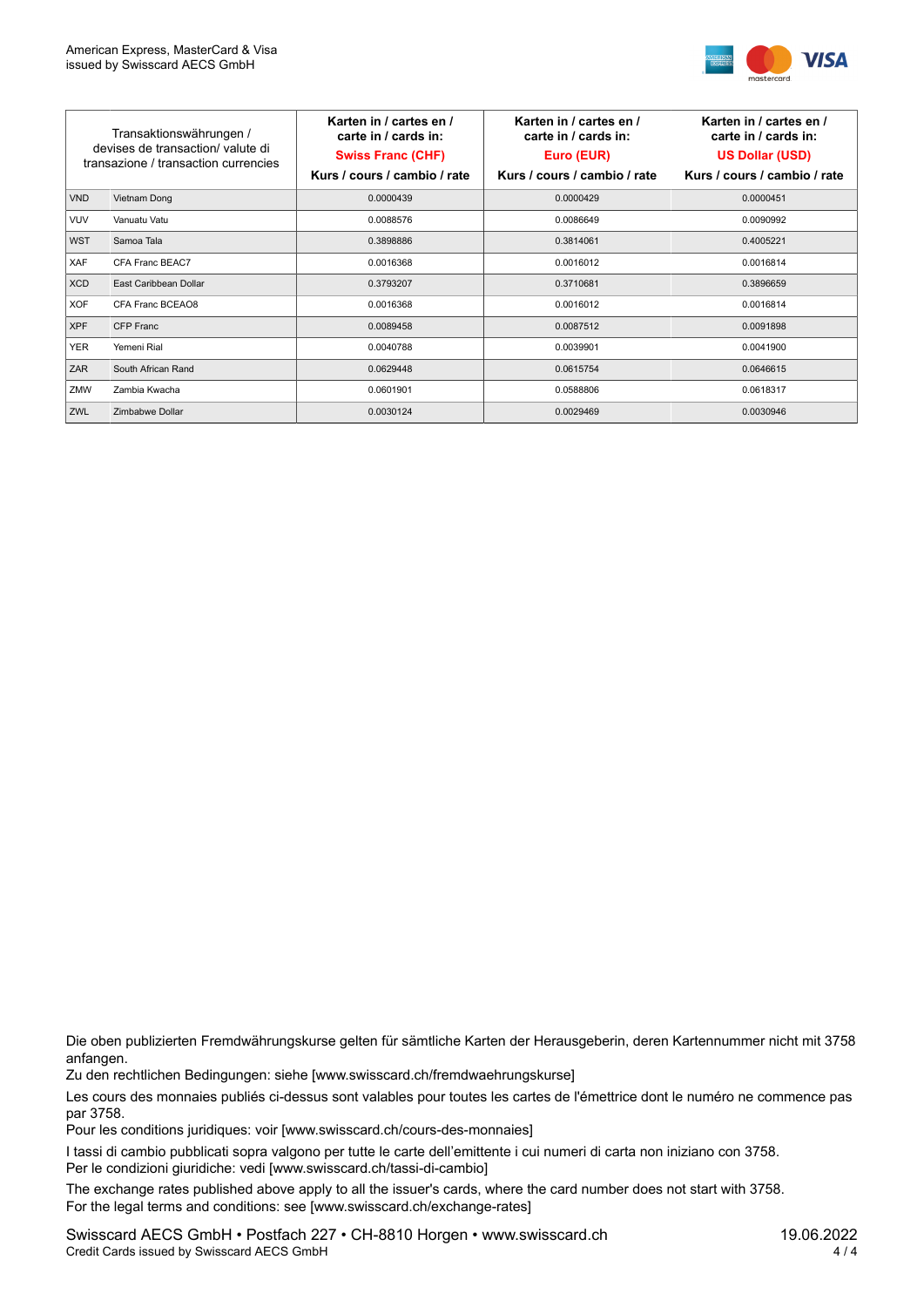| Transaktionswährungen / devises de transaction/ valute di transazione / transaction currencies | | Karten in / cartes en / carte in / cards in: Swiss Franc (CHF) Kurs / cours / cambio / rate | Karten in / cartes en / carte in / cards in: Euro (EUR) Kurs / cours / cambio / rate | Karten in / cartes en / carte in / cards in: US Dollar (USD) Kurs / cours / cambio / rate |
|---|---|---|---|---|
| VND | Vietnam Dong | 0.0000439 | 0.0000429 | 0.0000451 |
| VUV | Vanuatu Vatu | 0.0088576 | 0.0086649 | 0.0090992 |
| WST | Samoa Tala | 0.3898886 | 0.3814061 | 0.4005221 |
| XAF | CFA Franc BEAC7 | 0.0016368 | 0.0016012 | 0.0016814 |
| XCD | East Caribbean Dollar | 0.3793207 | 0.3710681 | 0.3896659 |
| XOF | CFA Franc BCEAO8 | 0.0016368 | 0.0016012 | 0.0016814 |
| XPF | CFP Franc | 0.0089458 | 0.0087512 | 0.0091898 |
| YER | Yemeni Rial | 0.0040788 | 0.0039901 | 0.0041900 |
| ZAR | South African Rand | 0.0629448 | 0.0615754 | 0.0646615 |
| ZMW | Zambia Kwacha | 0.0601901 | 0.0588806 | 0.0618317 |
| ZWL | Zimbabwe Dollar | 0.0030124 | 0.0029469 | 0.0030946 |

Die oben publizierten Fremdwährungskurse gelten für sämtliche Karten der Herausgeberin, deren Kartennummer nicht mit 3758 anfangen.
Zu den rechtlichen Bedingungen: siehe [www.swisscard.ch/fremdwaehrungskurse]

Les cours des monnaies publiés ci-dessus sont valables pour toutes les cartes de l'émettrice dont le numéro ne commence pas par 3758.
Pour les conditions juridiques: voir [www.swisscard.ch/cours-des-monnaies]

I tassi di cambio pubblicati sopra valgono per tutte le carte dell'emittente i cui numeri di carta non iniziano con 3758.
Per le condizioni giuridiche: vedi [www.swisscard.ch/tassi-di-cambio]

The exchange rates published above apply to all the issuer's cards, where the card number does not start with 3758.
For the legal terms and conditions: see [www.swisscard.ch/exchange-rates]

Swisscard AECS GmbH • Postfach 227 • CH-8810 Horgen • www.swisscard.ch
Credit Cards issued by Swisscard AECS GmbH

19.06.2022